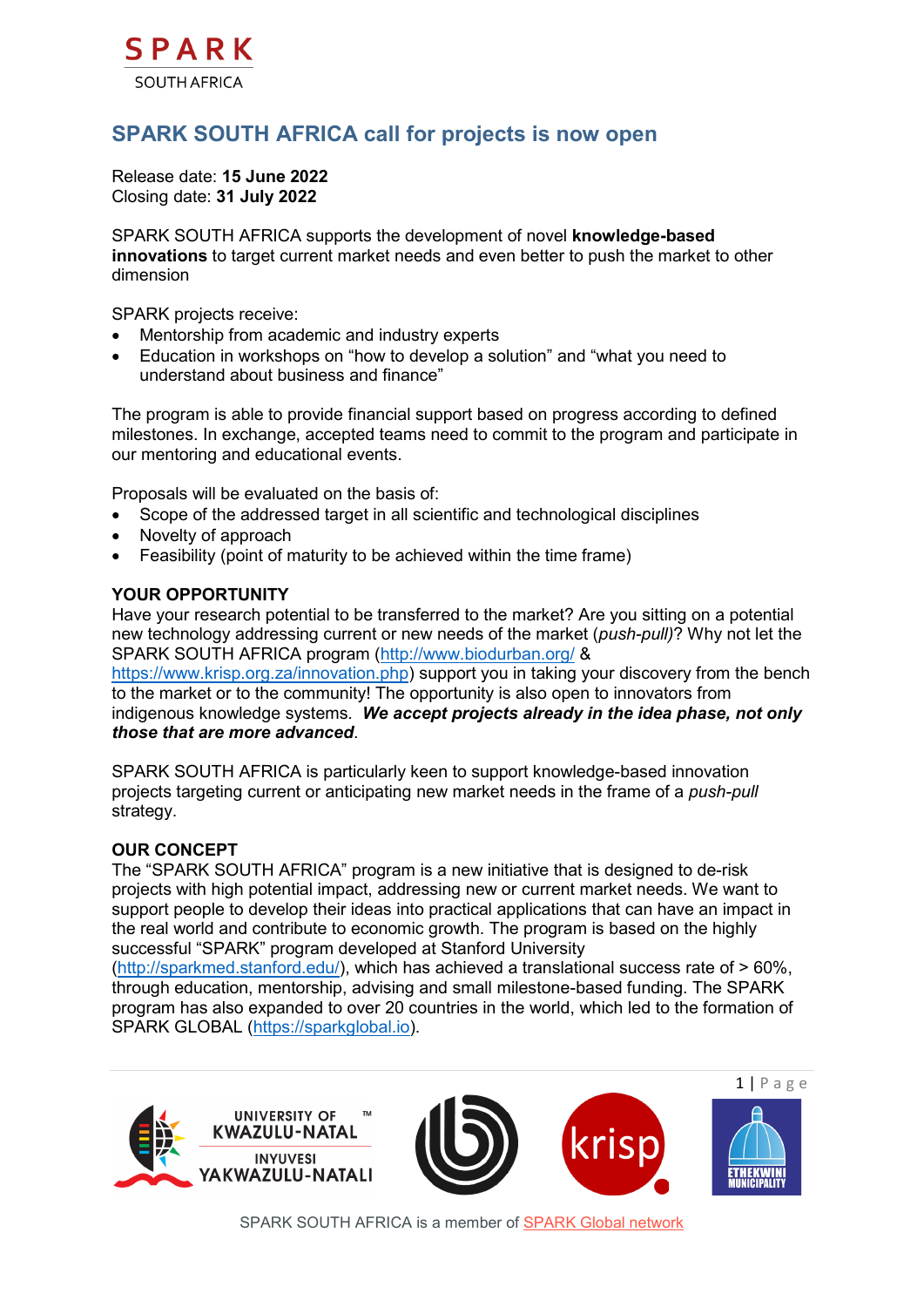SPARK

SOUTH AFRICA

# SPARK SOUTH AFRICA call for projects is now open

Release date: **15 June 2022**
Closing date: **31 July 2022**

SPARK SOUTH AFRICA supports the development of novel **knowledge-based innovations** to target current market needs and even better to push the market to other dimension

SPARK projects receive:

- Mentorship from academic and industry experts
- Education in workshops on "how to develop a solution" and "what you need to understand about business and finance"

The program is able to provide financial support based on progress according to defined milestones. In exchange, accepted teams need to commit to the program and participate in our mentoring and educational events.

Proposals will be evaluated on the basis of:

- Scope of the addressed target in all scientific and technological disciplines
- Novelty of approach
- Feasibility (point of maturity to be achieved within the time frame)

## YOUR OPPORTUNITY

Have your research potential to be transferred to the market? Are you sitting on a potential new technology addressing current or new needs of the market (*push-pull)*? Why not let the SPARK SOUTH AFRICA program (http://www.biodurban.org/ & https://www.krisp.org.za/innovation.php) support you in taking your discovery from the bench to the market or to the community! The opportunity is also open to innovators from indigenous knowledge systems. ***We accept projects already in the idea phase, not only those that are more advanced***.

SPARK SOUTH AFRICA is particularly keen to support knowledge-based innovation projects targeting current or anticipating new market needs in the frame of a *push-pull* strategy.

## OUR CONCEPT

The "SPARK SOUTH AFRICA" program is a new initiative that is designed to de-risk projects with high potential impact, addressing new or current market needs. We want to support people to develop their ideas into practical applications that can have an impact in the real world and contribute to economic growth. The program is based on the highly successful "SPARK" program developed at Stanford University (http://sparkmed.stanford.edu/), which has achieved a translational success rate of > 60%, through education, mentorship, advising and small milestone-based funding. The SPARK program has also expanded to over 20 countries in the world, which led to the formation of SPARK GLOBAL (https://sparkglobal.io).

UNIVERSITY OF KWAZULU-NATAL
INYUVESI YAKWAZULU-NATALI

krisp

ETHEKWINI MUNICIPALITY

SPARK SOUTH AFRICA is a member of SPARK Global network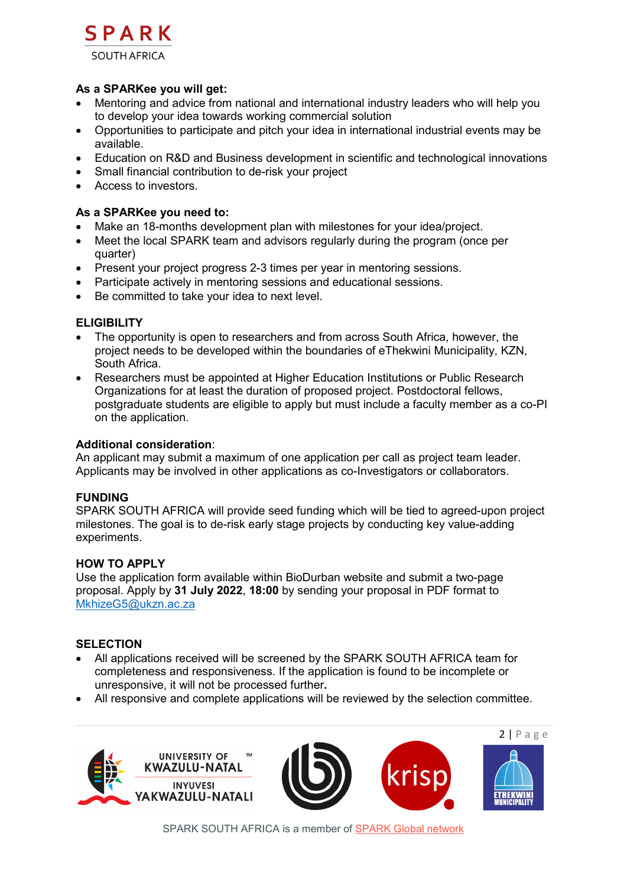**As a SPARKee you will get:**

- Mentoring and advice from national and international industry leaders who will help you to develop your idea towards working commercial solution
- Opportunities to participate and pitch your idea in international industrial events may be available.
- Education on R&D and Business development in scientific and technological innovations
- Small financial contribution to de-risk your project
- Access to investors.

**As a SPARKee you need to:**

- Make an 18-months development plan with milestones for your idea/project.
- Meet the local SPARK team and advisors regularly during the program (once per quarter)
- Present your project progress 2-3 times per year in mentoring sessions.
- Participate actively in mentoring sessions and educational sessions.
- Be committed to take your idea to next level.

## ELIGIBILITY

- The opportunity is open to researchers and from across South Africa, however, the project needs to be developed within the boundaries of eThekwini Municipality, KZN, South Africa.
- Researchers must be appointed at Higher Education Institutions or Public Research Organizations for at least the duration of proposed project. Postdoctoral fellows, postgraduate students are eligible to apply but must include a faculty member as a co-PI on the application.

**Additional consideration**:
An applicant may submit a maximum of one application per call as project team leader. Applicants may be involved in other applications as co-Investigators or collaborators.

## FUNDING

SPARK SOUTH AFRICA will provide seed funding which will be tied to agreed-upon project milestones. The goal is to de-risk early stage projects by conducting key value-adding experiments.

## HOW TO APPLY

Use the application form available within BioDurban website and submit a two-page proposal. Apply by **31 July 2022**, **18:00** by sending your proposal in PDF format to MkhizeG5@ukzn.ac.za

## SELECTION

- All applications received will be screened by the SPARK SOUTH AFRICA team for completeness and responsiveness. If the application is found to be incomplete or unresponsive, it will not be processed further**.**
- All responsive and complete applications will be reviewed by the selection committee.

SPARK SOUTH AFRICA is a member of SPARK Global network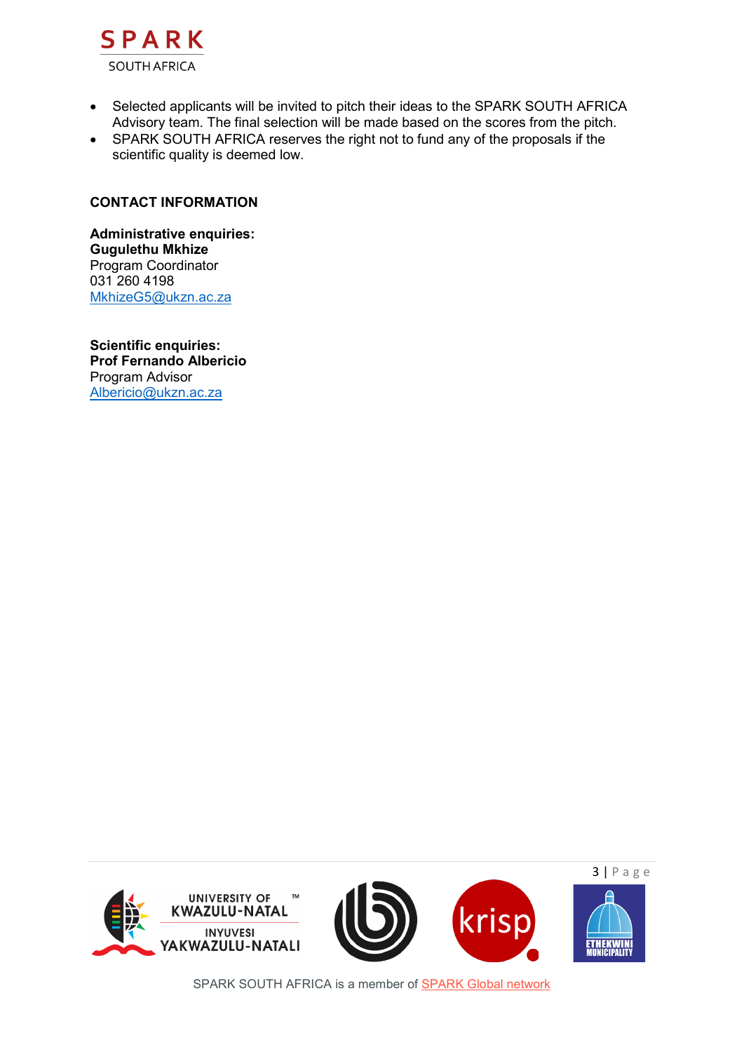- Selected applicants will be invited to pitch their ideas to the SPARK SOUTH AFRICA Advisory team. The final selection will be made based on the scores from the pitch.
- SPARK SOUTH AFRICA reserves the right not to fund any of the proposals if the scientific quality is deemed low.

## CONTACT INFORMATION

**Administrative enquiries:**
**Gugulethu Mkhize**
Program Coordinator
031 260 4198
MkhizeG5@ukzn.ac.za

**Scientific enquiries:**
**Prof Fernando Albericio**
Program Advisor
Albericio@ukzn.ac.za

SPARK SOUTH AFRICA is a member of SPARK Global network